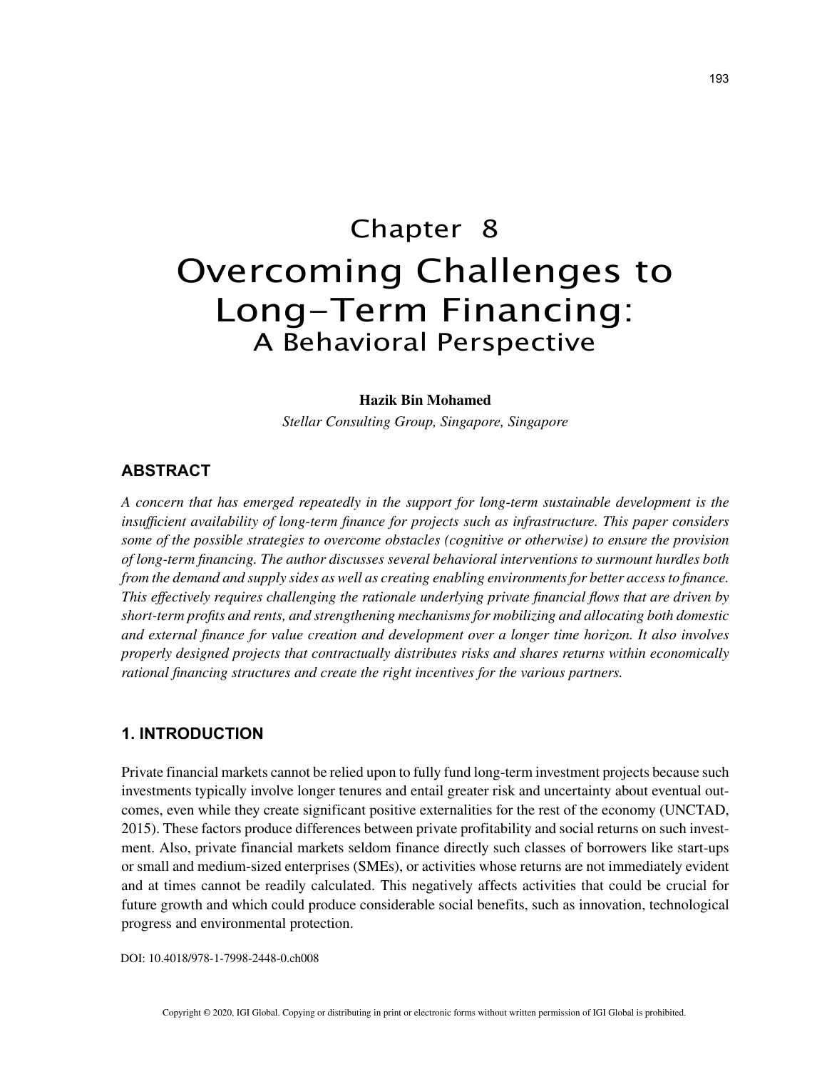# Chapter 8

# Overcoming Challenges to Long-Term Financing: A Behavioral Perspective

**Hazik Bin Mohamed**

*Stellar Consulting Group, Singapore, Singapore*

## ABSTRACT

*A concern that has emerged repeatedly in the support for long-term sustainable development is the insufficient availability of long-term finance for projects such as infrastructure. This paper considers some of the possible strategies to overcome obstacles (cognitive or otherwise) to ensure the provision of long-term financing. The author discusses several behavioral interventions to surmount hurdles both from the demand and supply sides as well as creating enabling environments for better access to finance. This effectively requires challenging the rationale underlying private financial flows that are driven by short-term profits and rents, and strengthening mechanisms for mobilizing and allocating both domestic and external finance for value creation and development over a longer time horizon. It also involves properly designed projects that contractually distributes risks and shares returns within economically rational financing structures and create the right incentives for the various partners.*

## 1. INTRODUCTION

Private financial markets cannot be relied upon to fully fund long-term investment projects because such investments typically involve longer tenures and entail greater risk and uncertainty about eventual outcomes, even while they create significant positive externalities for the rest of the economy (UNCTAD, 2015). These factors produce differences between private profitability and social returns on such investment. Also, private financial markets seldom finance directly such classes of borrowers like start-ups or small and medium-sized enterprises (SMEs), or activities whose returns are not immediately evident and at times cannot be readily calculated. This negatively affects activities that could be crucial for future growth and which could produce considerable social benefits, such as innovation, technological progress and environmental protection.

DOI: 10.4018/978-1-7998-2448-0.ch008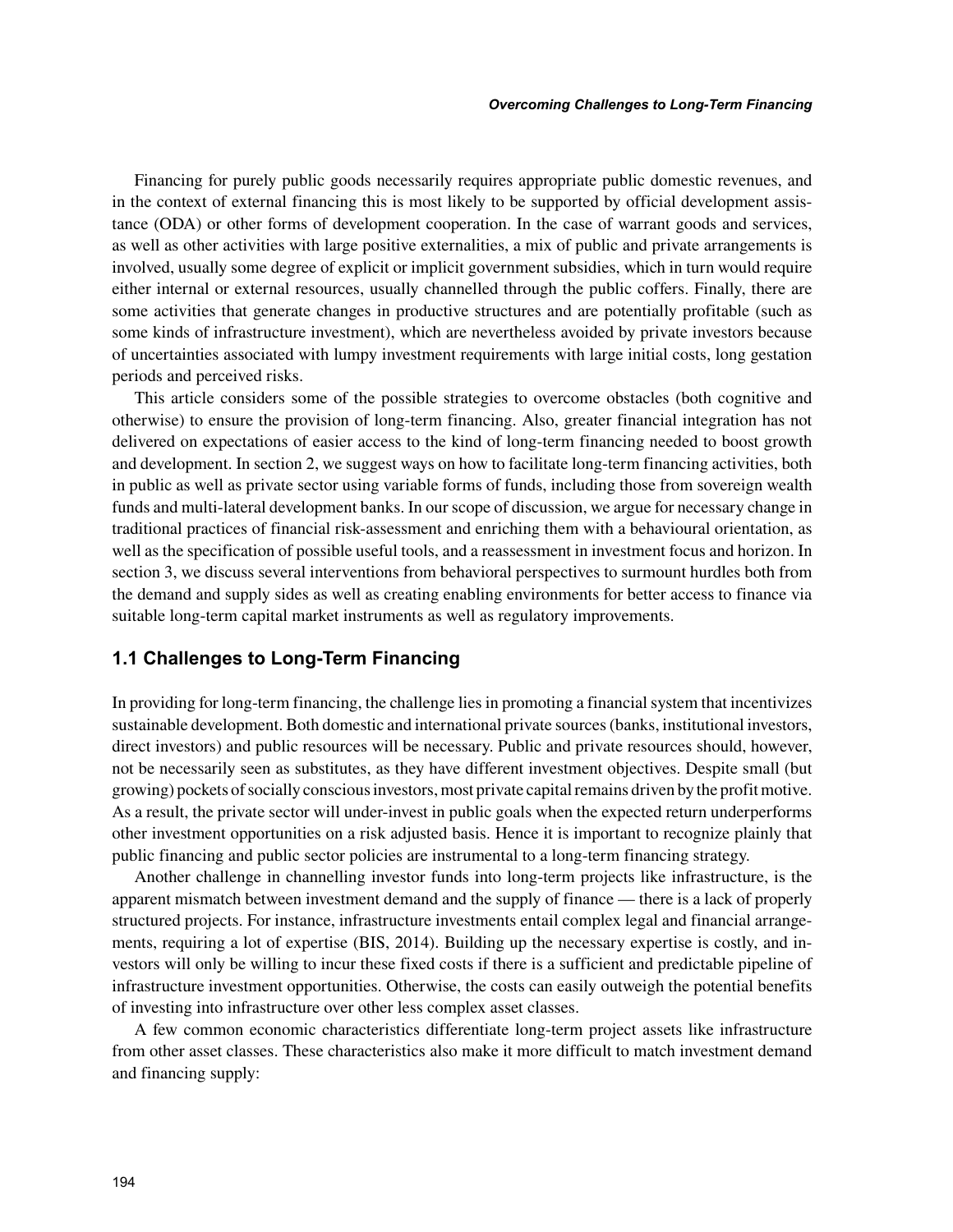Financing for purely public goods necessarily requires appropriate public domestic revenues, and in the context of external financing this is most likely to be supported by official development assistance (ODA) or other forms of development cooperation. In the case of warrant goods and services, as well as other activities with large positive externalities, a mix of public and private arrangements is involved, usually some degree of explicit or implicit government subsidies, which in turn would require either internal or external resources, usually channelled through the public coffers. Finally, there are some activities that generate changes in productive structures and are potentially profitable (such as some kinds of infrastructure investment), which are nevertheless avoided by private investors because of uncertainties associated with lumpy investment requirements with large initial costs, long gestation periods and perceived risks.

This article considers some of the possible strategies to overcome obstacles (both cognitive and otherwise) to ensure the provision of long-term financing. Also, greater financial integration has not delivered on expectations of easier access to the kind of long-term financing needed to boost growth and development. In section 2, we suggest ways on how to facilitate long-term financing activities, both in public as well as private sector using variable forms of funds, including those from sovereign wealth funds and multi-lateral development banks. In our scope of discussion, we argue for necessary change in traditional practices of financial risk-assessment and enriching them with a behavioural orientation, as well as the specification of possible useful tools, and a reassessment in investment focus and horizon. In section 3, we discuss several interventions from behavioral perspectives to surmount hurdles both from the demand and supply sides as well as creating enabling environments for better access to finance via suitable long-term capital market instruments as well as regulatory improvements.

## 1.1 Challenges to Long-Term Financing

In providing for long-term financing, the challenge lies in promoting a financial system that incentivizes sustainable development. Both domestic and international private sources (banks, institutional investors, direct investors) and public resources will be necessary. Public and private resources should, however, not be necessarily seen as substitutes, as they have different investment objectives. Despite small (but growing) pockets of socially conscious investors, most private capital remains driven by the profit motive. As a result, the private sector will under-invest in public goals when the expected return underperforms other investment opportunities on a risk adjusted basis. Hence it is important to recognize plainly that public financing and public sector policies are instrumental to a long-term financing strategy.

Another challenge in channelling investor funds into long-term projects like infrastructure, is the apparent mismatch between investment demand and the supply of finance — there is a lack of properly structured projects. For instance, infrastructure investments entail complex legal and financial arrangements, requiring a lot of expertise (BIS, 2014). Building up the necessary expertise is costly, and investors will only be willing to incur these fixed costs if there is a sufficient and predictable pipeline of infrastructure investment opportunities. Otherwise, the costs can easily outweigh the potential benefits of investing into infrastructure over other less complex asset classes.

A few common economic characteristics differentiate long-term project assets like infrastructure from other asset classes. These characteristics also make it more difficult to match investment demand and financing supply: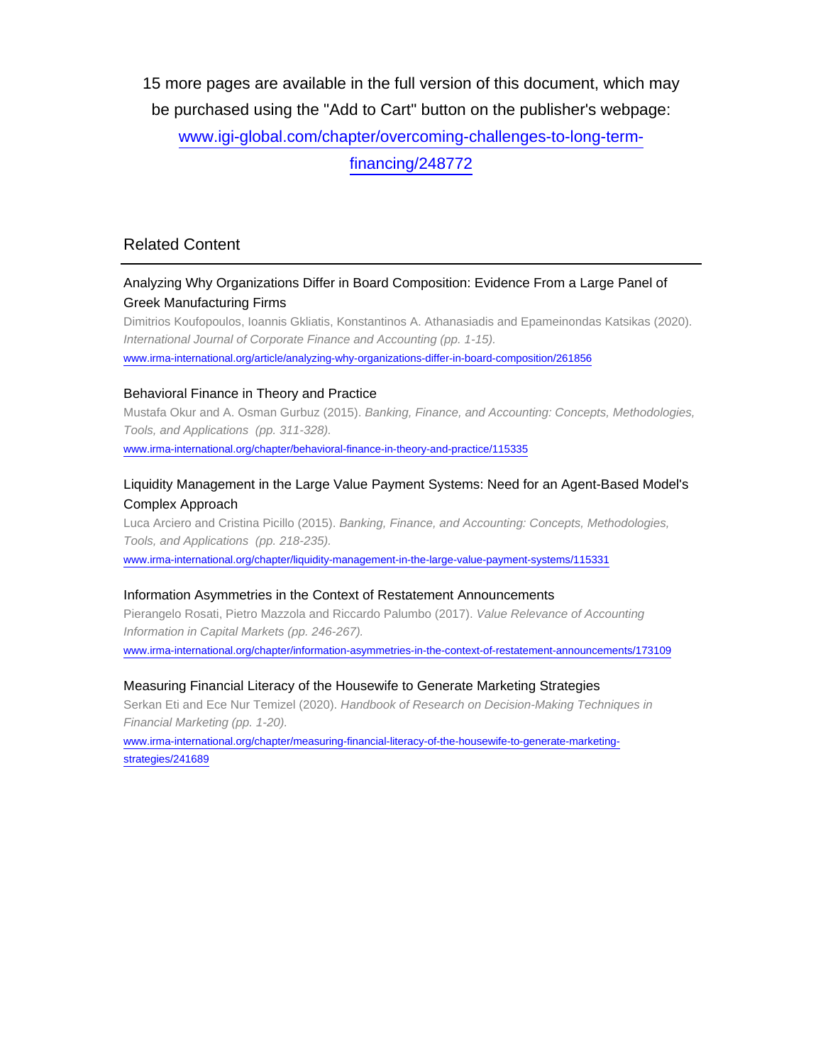15 more pages are available in the full version of this document, which may be purchased using the "Add to Cart" button on the publisher's webpage: [www.igi-global.com/chapter/overcoming-challenges-to-long-term-financing/248772](www.igi-global.com/chapter/overcoming-challenges-to-long-term-financing/248772)

## Related Content

**Analyzing Why Organizations Differ in Board Composition: Evidence From a Large Panel of Greek Manufacturing Firms**

Dimitrios Koufopoulos, Ioannis Gkliatis, Konstantinos A. Athanasiadis and Epameinondas Katsikas (2020). *International Journal of Corporate Finance and Accounting (pp. 1-15).*

[www.irma-international.org/article/analyzing-why-organizations-differ-in-board-composition/261856](www.irma-international.org/article/analyzing-why-organizations-differ-in-board-composition/261856)

**Behavioral Finance in Theory and Practice**

Mustafa Okur and A. Osman Gurbuz (2015). *Banking, Finance, and Accounting: Concepts, Methodologies, Tools, and Applications (pp. 311-328).*

[www.irma-international.org/chapter/behavioral-finance-in-theory-and-practice/115335](www.irma-international.org/chapter/behavioral-finance-in-theory-and-practice/115335)

**Liquidity Management in the Large Value Payment Systems: Need for an Agent-Based Model's Complex Approach**

Luca Arciero and Cristina Picillo (2015). *Banking, Finance, and Accounting: Concepts, Methodologies, Tools, and Applications (pp. 218-235).*

[www.irma-international.org/chapter/liquidity-management-in-the-large-value-payment-systems/115331](www.irma-international.org/chapter/liquidity-management-in-the-large-value-payment-systems/115331)

**Information Asymmetries in the Context of Restatement Announcements**

Pierangelo Rosati, Pietro Mazzola and Riccardo Palumbo (2017). *Value Relevance of Accounting Information in Capital Markets (pp. 246-267).*

[www.irma-international.org/chapter/information-asymmetries-in-the-context-of-restatement-announcements/173109](www.irma-international.org/chapter/information-asymmetries-in-the-context-of-restatement-announcements/173109)

**Measuring Financial Literacy of the Housewife to Generate Marketing Strategies**

Serkan Eti and Ece Nur Temizel (2020). *Handbook of Research on Decision-Making Techniques in Financial Marketing (pp. 1-20).*

[www.irma-international.org/chapter/measuring-financial-literacy-of-the-housewife-to-generate-marketing-strategies/241689](www.irma-international.org/chapter/measuring-financial-literacy-of-the-housewife-to-generate-marketing-strategies/241689)